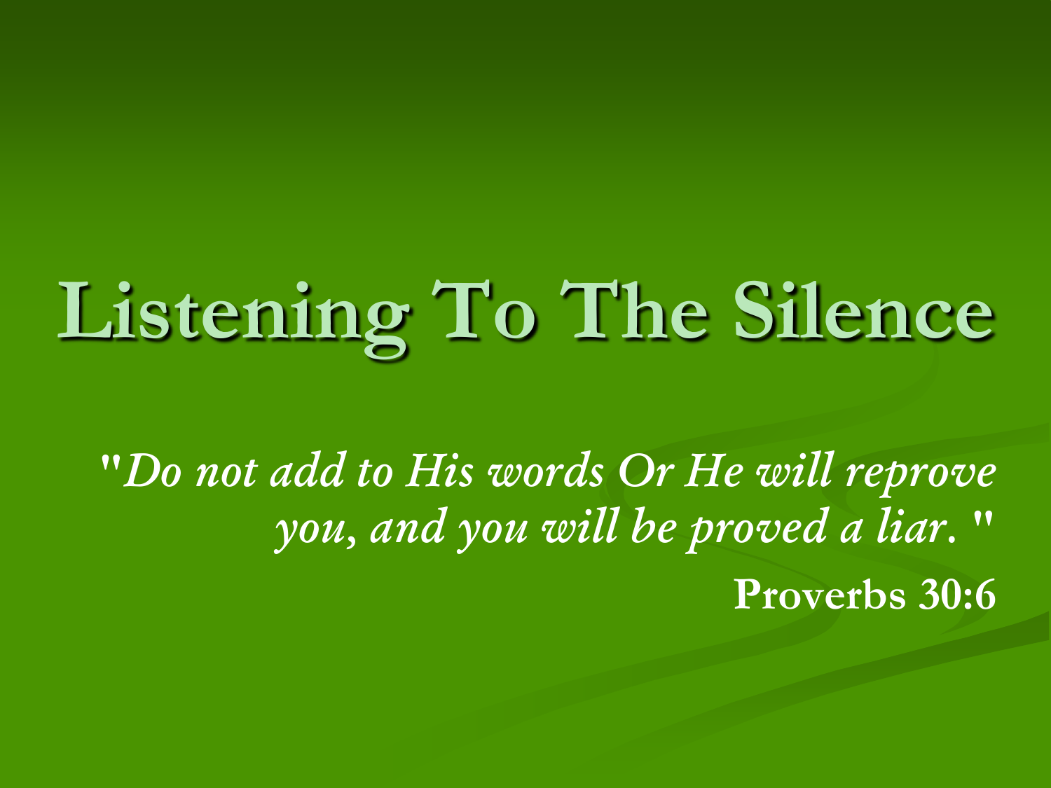# Listening To The Silence

*"Do not add to His words Or He will reprove you, and you will be proved a liar."*

**Proverbs 30:6**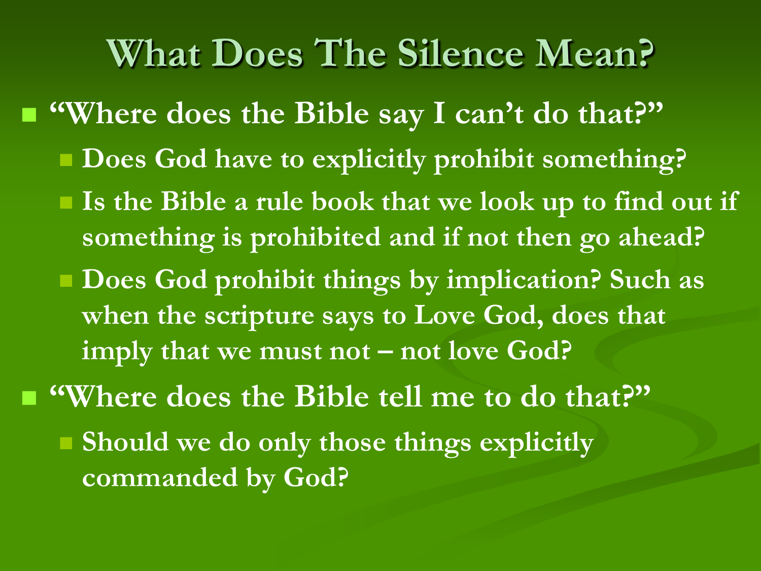# What Does The Silence Mean?

- "Where does the Bible say I can't do that?"
  - Does God have to explicitly prohibit something?
  - Is the Bible a rule book that we look up to find out if something is prohibited and if not then go ahead?
  - Does God prohibit things by implication? Such as when the scripture says to Love God, does that imply that we must not – not love God?
- "Where does the Bible tell me to do that?"
  - Should we do only those things explicitly commanded by God?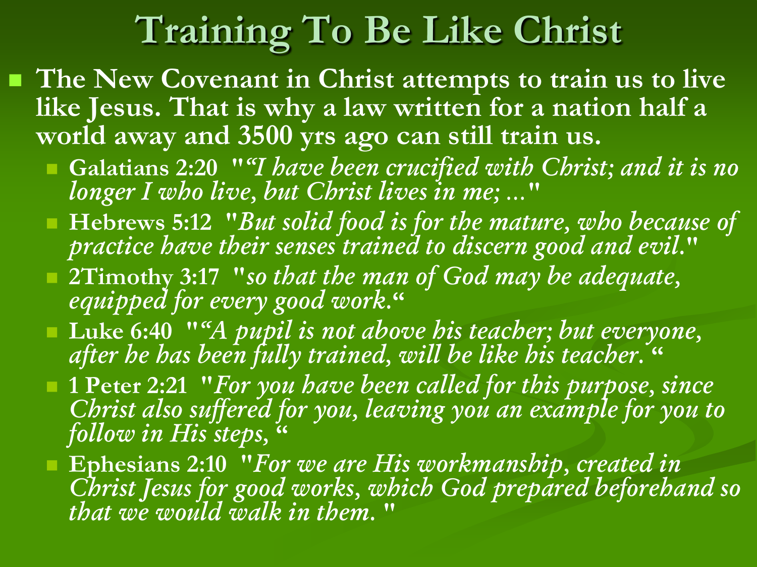# Training To Be Like Christ

- **The New Covenant in Christ attempts to train us to live like Jesus. That is why a law written for a nation half a world away and 3500 yrs ago can still train us.**
  - **Galatians 2:20** "*"I have been crucified with Christ; and it is no longer I who live, but Christ lives in me; ...*"
  - **Hebrews 5:12** "*But solid food is for the mature, who because of practice have their senses trained to discern good and evil.*"
  - **2Timothy 3:17** "*so that the man of God may be adequate, equipped for every good work.*"
  - **Luke 6:40** "*"A pupil is not above his teacher; but everyone, after he has been fully trained, will be like his teacher.* "
  - **1 Peter 2:21** "*For you have been called for this purpose, since Christ also suffered for you, leaving you an example for you to follow in His steps,* "
  - **Ephesians 2:10** "*For we are His workmanship, created in Christ Jesus for good works, which God prepared beforehand so that we would walk in them.* "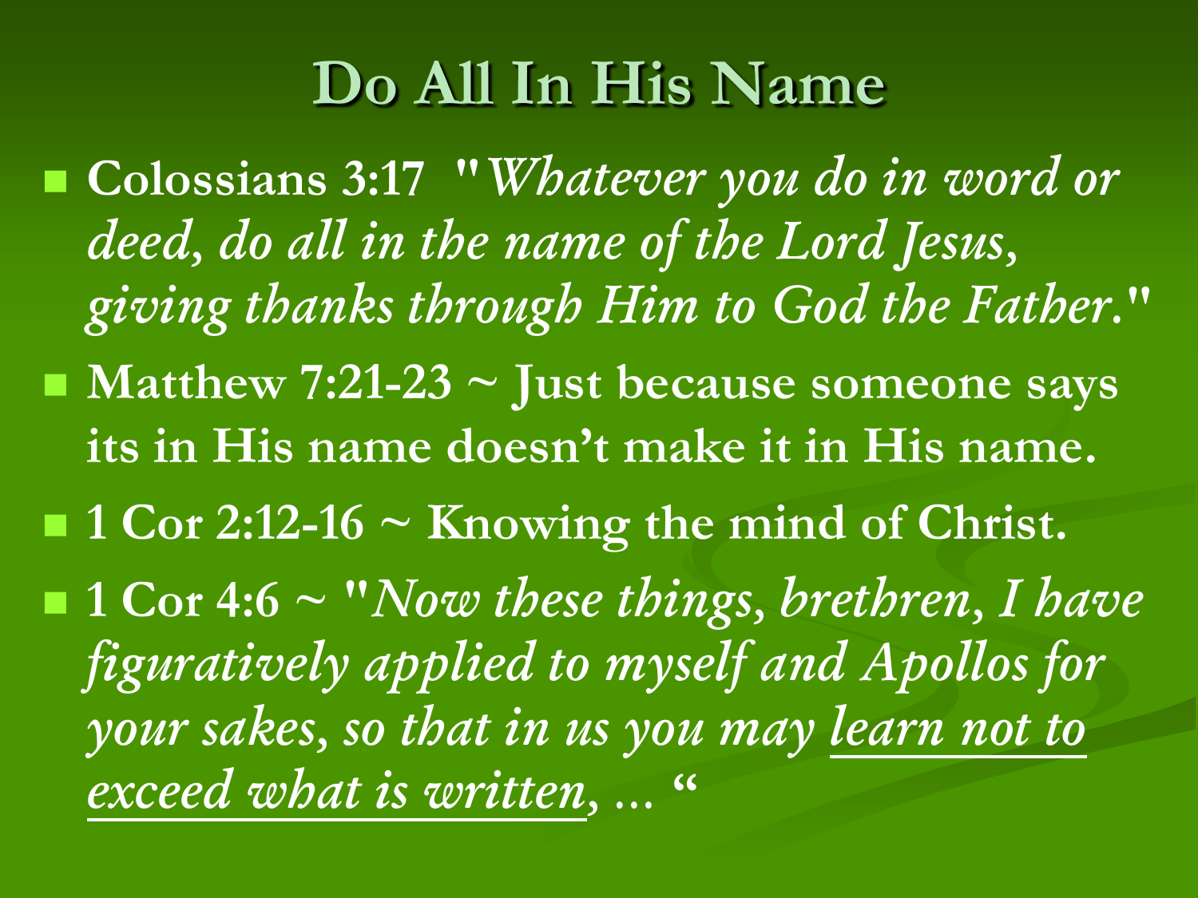# Do All In His Name

- **Colossians 3:17** ***"Whatever you do in word or deed, do all in the name of the Lord Jesus, giving thanks through Him to God the Father."***
- **Matthew 7:21-23 ~ Just because someone says its in His name doesn't make it in His name.**
- **1 Cor 2:12-16 ~ Knowing the mind of Christ.**
- **1 Cor 4:6 ~** ***"Now these things, brethren, I have figuratively applied to myself and Apollos for your sakes, so that in us you may <u>learn not to exceed what is written</u>, … "***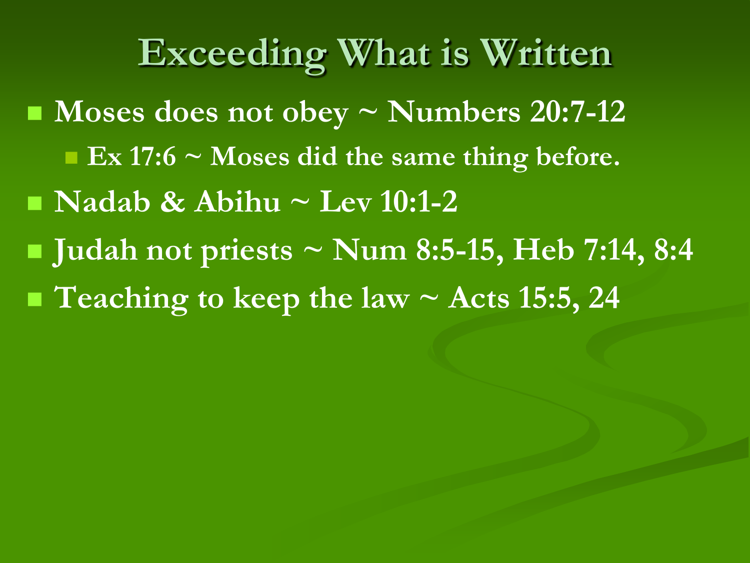# Exceeding What is Written

- **Moses does not obey ~ Numbers 20:7-12**
  - **Ex 17:6 ~ Moses did the same thing before.**
- **Nadab & Abihu ~ Lev 10:1-2**
- **Judah not priests ~ Num 8:5-15, Heb 7:14, 8:4**
- **Teaching to keep the law ~ Acts 15:5, 24**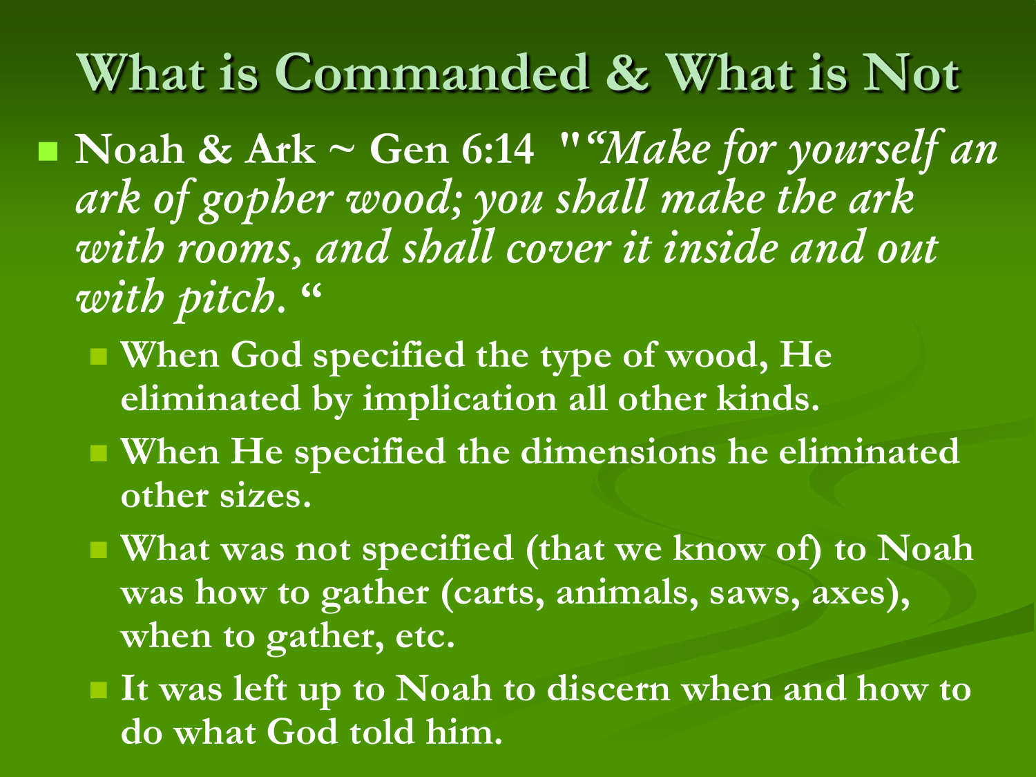# What is Commanded & What is Not

- **Noah & Ark ~ Gen 6:14** *"“Make for yourself an ark of gopher wood; you shall make the ark with rooms, and shall cover it inside and out with pitch. “*
  - **When God specified the type of wood, He eliminated by implication all other kinds.**
  - **When He specified the dimensions he eliminated other sizes.**
  - **What was not specified (that we know of) to Noah was how to gather (carts, animals, saws, axes), when to gather, etc.**
  - **It was left up to Noah to discern when and how to do what God told him.**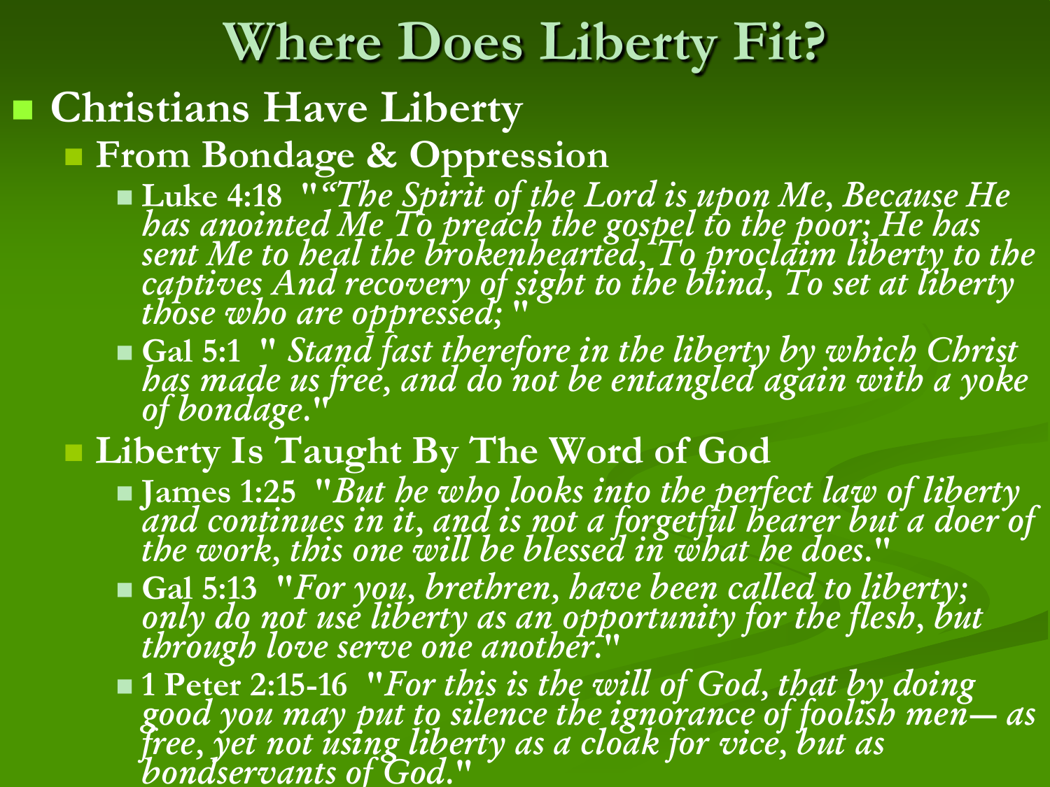# Where Does Liberty Fit?

- **Christians Have Liberty**
  - **From Bondage & Oppression**
    - **Luke 4:18** "*"The Spirit of the Lord is upon Me, Because He has anointed Me To preach the gospel to the poor; He has sent Me to heal the brokenhearted, To proclaim liberty to the captives And recovery of sight to the blind, To set at liberty those who are oppressed;* "
    - **Gal 5:1** " *Stand fast therefore in the liberty by which Christ has made us free, and do not be entangled again with a yoke of bondage.*"
  - **Liberty Is Taught By The Word of God**
    - **James 1:25** "*But he who looks into the perfect law of liberty and continues in it, and is not a forgetful hearer but a doer of the work, this one will be blessed in what he does.*"
    - **Gal 5:13** "*For you, brethren, have been called to liberty; only do not use liberty as an opportunity for the flesh, but through love serve one another.*"
    - **1 Peter 2:15-16** "*For this is the will of God, that by doing good you may put to silence the ignorance of foolish men— as free, yet not using liberty as a cloak for vice, but as bondservants of God.*"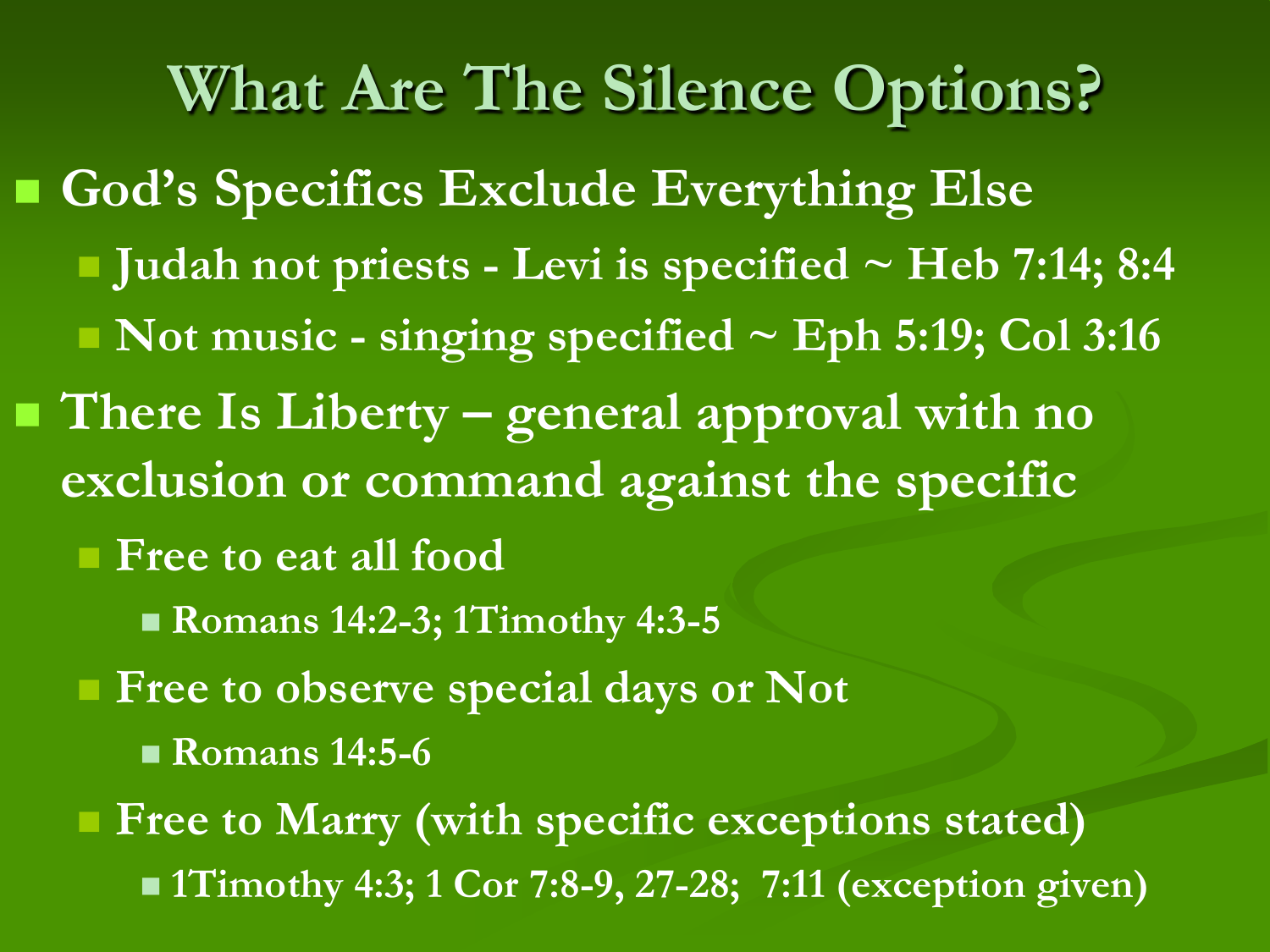# What Are The Silence Options?

- **God's Specifics Exclude Everything Else**
  - **Judah not priests - Levi is specified ~ Heb 7:14; 8:4**
  - **Not music - singing specified ~ Eph 5:19; Col 3:16**
- **There Is Liberty – general approval with no exclusion or command against the specific**
  - **Free to eat all food**
    - **Romans 14:2-3; 1Timothy 4:3-5**
  - **Free to observe special days or Not**
    - **Romans 14:5-6**
  - **Free to Marry (with specific exceptions stated)**
    - **1Timothy 4:3; 1 Cor 7:8-9, 27-28; 7:11 (exception given)**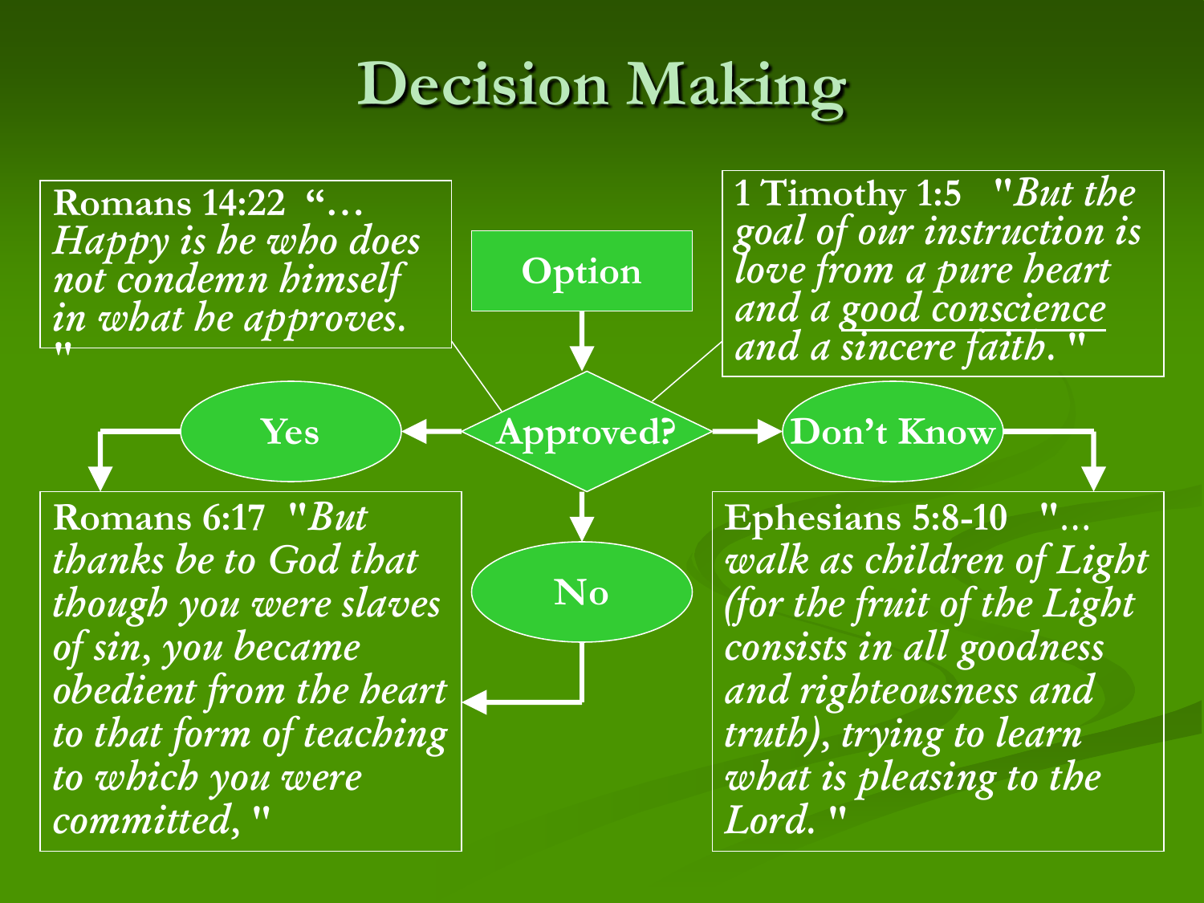# Decision Making

Romans 14:22 "… *Happy is he who does not condemn himself in what he approves.* "

Option

1 Timothy 1:5 "*But the goal of our instruction is love from a pure heart and a good conscience and a sincere faith.* "

Approved?

Yes

Don't Know

No

Romans 6:17 "*But thanks be to God that though you were slaves of sin, you became obedient from the heart to that form of teaching to which you were committed,* "

Ephesians 5:8-10 "… *walk as children of Light (for the fruit of the Light consists in all goodness and righteousness and truth), trying to learn what is pleasing to the Lord.* "